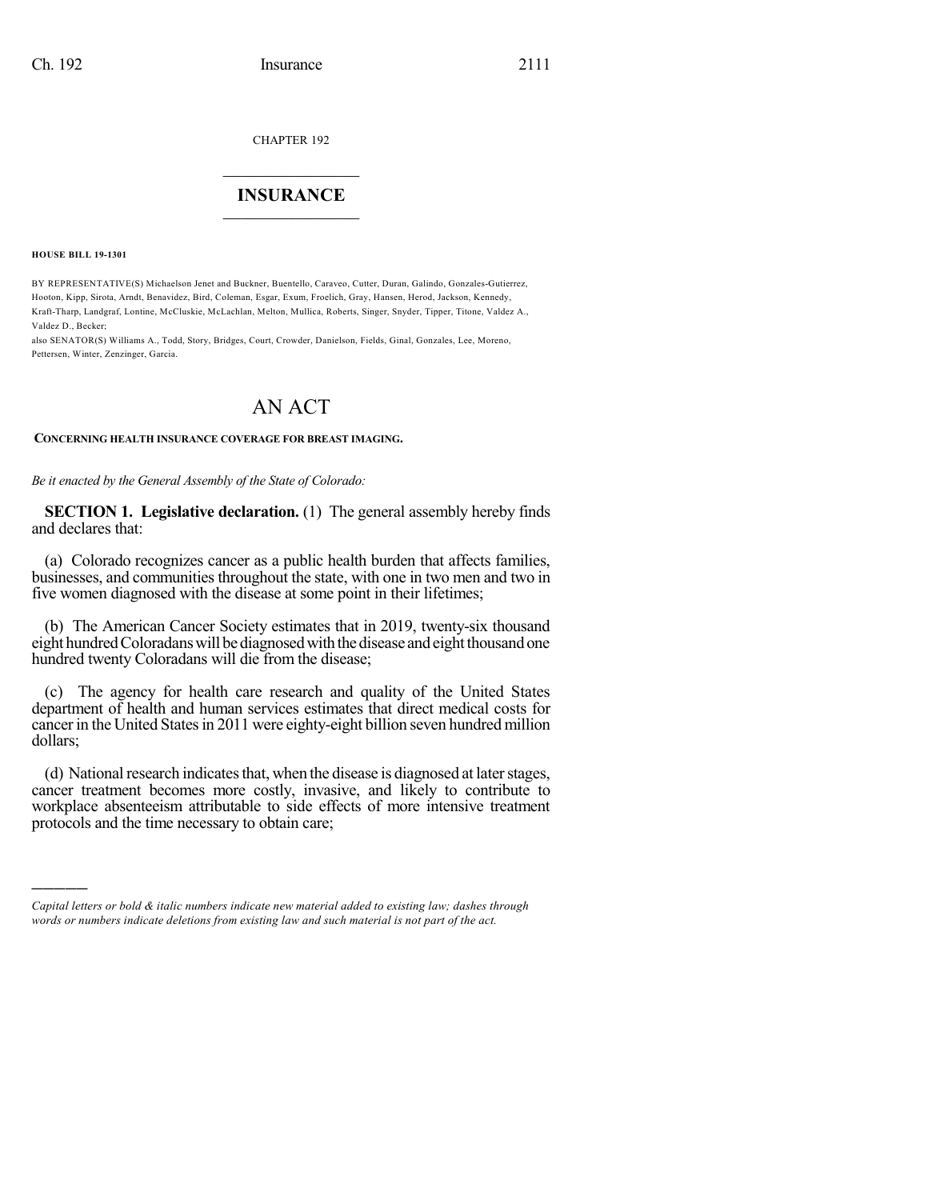CHAPTER 192

# INSURANCE

**HOUSE BILL 19-1301**

BY REPRESENTATIVE(S) Michaelson Jenet and Buckner, Buentello, Caraveo, Cutter, Duran, Galindo, Gonzales-Gutierrez, Hooton, Kipp, Sirota, Arndt, Benavidez, Bird, Coleman, Esgar, Exum, Froelich, Gray, Hansen, Herod, Jackson, Kennedy, Kraft-Tharp, Landgraf, Lontine, McCluskie, McLachlan, Melton, Mullica, Roberts, Singer, Snyder, Tipper, Titone, Valdez A., Valdez D., Becker;
also SENATOR(S) Williams A., Todd, Story, Bridges, Court, Crowder, Danielson, Fields, Ginal, Gonzales, Lee, Moreno, Pettersen, Winter, Zenzinger, Garcia.

# AN ACT

**CONCERNING HEALTH INSURANCE COVERAGE FOR BREAST IMAGING.**

*Be it enacted by the General Assembly of the State of Colorado:*

**SECTION 1. Legislative declaration.** (1) The general assembly hereby finds and declares that:

(a) Colorado recognizes cancer as a public health burden that affects families, businesses, and communities throughout the state, with one in two men and two in five women diagnosed with the disease at some point in their lifetimes;

(b) The American Cancer Society estimates that in 2019, twenty-six thousand eight hundred Coloradans will be diagnosed with the disease and eight thousand one hundred twenty Coloradans will die from the disease;

(c) The agency for health care research and quality of the United States department of health and human services estimates that direct medical costs for cancer in the United States in 2011 were eighty-eight billion seven hundred million dollars;

(d) National research indicates that, when the disease is diagnosed at later stages, cancer treatment becomes more costly, invasive, and likely to contribute to workplace absenteeism attributable to side effects of more intensive treatment protocols and the time necessary to obtain care;

———

*Capital letters or bold & italic numbers indicate new material added to existing law; dashes through words or numbers indicate deletions from existing law and such material is not part of the act.*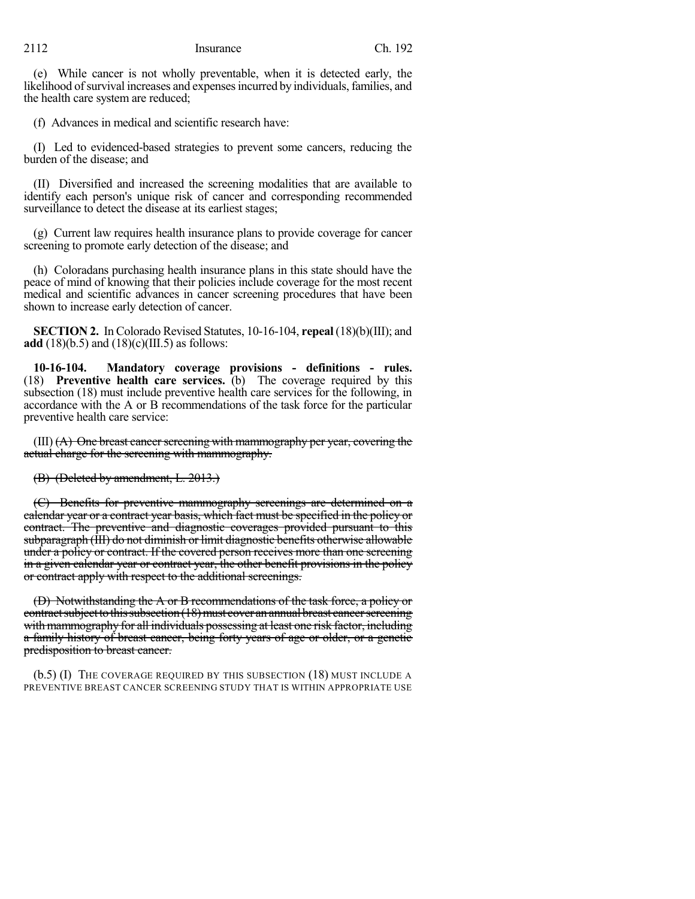(e) While cancer is not wholly preventable, when it is detected early, the likelihood of survival increases and expenses incurred by individuals, families, and the health care system are reduced;

(f) Advances in medical and scientific research have:

(I) Led to evidenced-based strategies to prevent some cancers, reducing the burden of the disease; and

(II) Diversified and increased the screening modalities that are available to identify each person's unique risk of cancer and corresponding recommended surveillance to detect the disease at its earliest stages;

(g) Current law requires health insurance plans to provide coverage for cancer screening to promote early detection of the disease; and

(h) Coloradans purchasing health insurance plans in this state should have the peace of mind of knowing that their policies include coverage for the most recent medical and scientific advances in cancer screening procedures that have been shown to increase early detection of cancer.

**SECTION 2.** In Colorado Revised Statutes, 10-16-104, **repeal** (18)(b)(III); and **add** (18)(b.5) and (18)(c)(III.5) as follows:

**10-16-104. Mandatory coverage provisions - definitions - rules.** (18) **Preventive health care services.** (b) The coverage required by this subsection (18) must include preventive health care services for the following, in accordance with the A or B recommendations of the task force for the particular preventive health care service:

(III) ~~(A) One breast cancer screening with mammography per year, covering the actual charge for the screening with mammography.~~

~~(B) (Deleted by amendment, L. 2013.)~~

~~(C) Benefits for preventive mammography screenings are determined on a calendar year or a contract year basis, which fact must be specified in the policy or contract. The preventive and diagnostic coverages provided pursuant to this subparagraph (III) do not diminish or limit diagnostic benefits otherwise allowable under a policy or contract. If the covered person receives more than one screening in a given calendar year or contract year, the other benefit provisions in the policy or contract apply with respect to the additional screenings.~~

~~(D) Notwithstanding the A or B recommendations of the task force, a policy or contract subject to this subsection (18) must cover an annual breast cancer screening with mammography for all individuals possessing at least one risk factor, including a family history of breast cancer, being forty years of age or older, or a genetic predisposition to breast cancer.~~

(b.5) (I) THE COVERAGE REQUIRED BY THIS SUBSECTION (18) MUST INCLUDE A PREVENTIVE BREAST CANCER SCREENING STUDY THAT IS WITHIN APPROPRIATE USE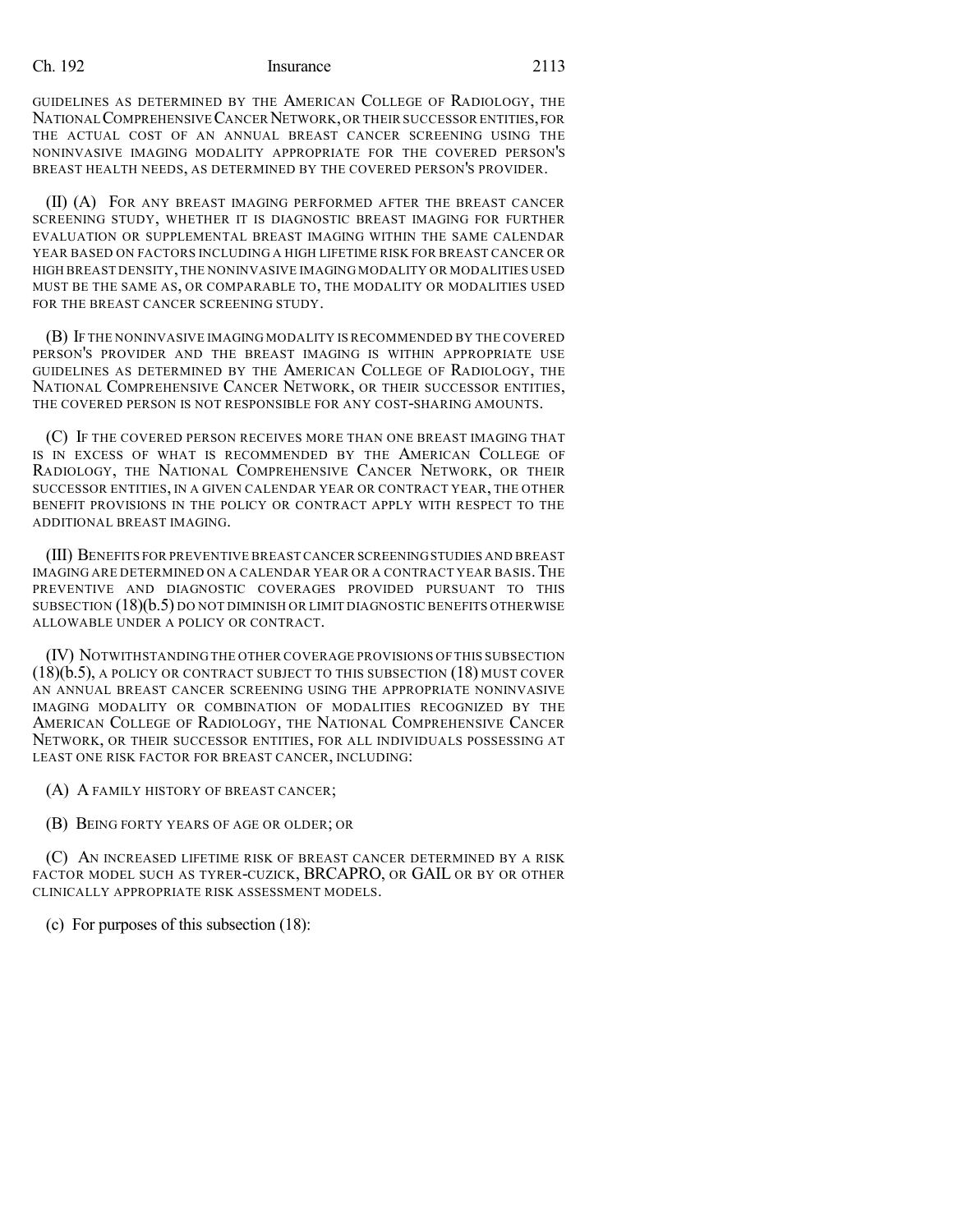GUIDELINES AS DETERMINED BY THE AMERICAN COLLEGE OF RADIOLOGY, THE NATIONAL COMPREHENSIVE CANCER NETWORK, OR THEIR SUCCESSOR ENTITIES, FOR THE ACTUAL COST OF AN ANNUAL BREAST CANCER SCREENING USING THE NONINVASIVE IMAGING MODALITY APPROPRIATE FOR THE COVERED PERSON'S BREAST HEALTH NEEDS, AS DETERMINED BY THE COVERED PERSON'S PROVIDER.

(II) (A) FOR ANY BREAST IMAGING PERFORMED AFTER THE BREAST CANCER SCREENING STUDY, WHETHER IT IS DIAGNOSTIC BREAST IMAGING FOR FURTHER EVALUATION OR SUPPLEMENTAL BREAST IMAGING WITHIN THE SAME CALENDAR YEAR BASED ON FACTORS INCLUDING A HIGH LIFETIME RISK FOR BREAST CANCER OR HIGH BREAST DENSITY, THE NONINVASIVE IMAGING MODALITY OR MODALITIES USED MUST BE THE SAME AS, OR COMPARABLE TO, THE MODALITY OR MODALITIES USED FOR THE BREAST CANCER SCREENING STUDY.

(B) IF THE NONINVASIVE IMAGING MODALITY IS RECOMMENDED BY THE COVERED PERSON'S PROVIDER AND THE BREAST IMAGING IS WITHIN APPROPRIATE USE GUIDELINES AS DETERMINED BY THE AMERICAN COLLEGE OF RADIOLOGY, THE NATIONAL COMPREHENSIVE CANCER NETWORK, OR THEIR SUCCESSOR ENTITIES, THE COVERED PERSON IS NOT RESPONSIBLE FOR ANY COST-SHARING AMOUNTS.

(C) IF THE COVERED PERSON RECEIVES MORE THAN ONE BREAST IMAGING THAT IS IN EXCESS OF WHAT IS RECOMMENDED BY THE AMERICAN COLLEGE OF RADIOLOGY, THE NATIONAL COMPREHENSIVE CANCER NETWORK, OR THEIR SUCCESSOR ENTITIES, IN A GIVEN CALENDAR YEAR OR CONTRACT YEAR, THE OTHER BENEFIT PROVISIONS IN THE POLICY OR CONTRACT APPLY WITH RESPECT TO THE ADDITIONAL BREAST IMAGING.

(III) BENEFITS FOR PREVENTIVE BREAST CANCER SCREENING STUDIES AND BREAST IMAGING ARE DETERMINED ON A CALENDAR YEAR OR A CONTRACT YEAR BASIS. THE PREVENTIVE AND DIAGNOSTIC COVERAGES PROVIDED PURSUANT TO THIS SUBSECTION (18)(b.5) DO NOT DIMINISH OR LIMIT DIAGNOSTIC BENEFITS OTHERWISE ALLOWABLE UNDER A POLICY OR CONTRACT.

(IV) NOTWITHSTANDING THE OTHER COVERAGE PROVISIONS OF THIS SUBSECTION (18)(b.5), A POLICY OR CONTRACT SUBJECT TO THIS SUBSECTION (18) MUST COVER AN ANNUAL BREAST CANCER SCREENING USING THE APPROPRIATE NONINVASIVE IMAGING MODALITY OR COMBINATION OF MODALITIES RECOGNIZED BY THE AMERICAN COLLEGE OF RADIOLOGY, THE NATIONAL COMPREHENSIVE CANCER NETWORK, OR THEIR SUCCESSOR ENTITIES, FOR ALL INDIVIDUALS POSSESSING AT LEAST ONE RISK FACTOR FOR BREAST CANCER, INCLUDING:

(A) A FAMILY HISTORY OF BREAST CANCER;

(B) BEING FORTY YEARS OF AGE OR OLDER; OR

(C) AN INCREASED LIFETIME RISK OF BREAST CANCER DETERMINED BY A RISK FACTOR MODEL SUCH AS TYRER-CUZICK, BRCAPRO, OR GAIL OR BY OR OTHER CLINICALLY APPROPRIATE RISK ASSESSMENT MODELS.

(c) For purposes of this subsection (18):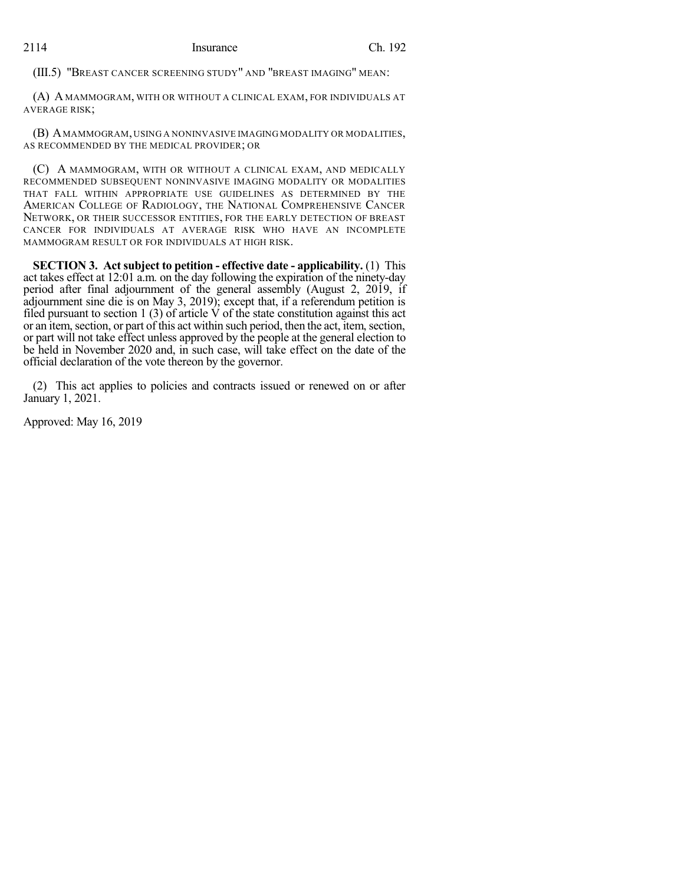(III.5) "BREAST CANCER SCREENING STUDY" AND "BREAST IMAGING" MEAN:

(A) A MAMMOGRAM, WITH OR WITHOUT A CLINICAL EXAM, FOR INDIVIDUALS AT AVERAGE RISK;

(B) A MAMMOGRAM, USING A NONINVASIVE IMAGING MODALITY OR MODALITIES, AS RECOMMENDED BY THE MEDICAL PROVIDER; OR

(C) A MAMMOGRAM, WITH OR WITHOUT A CLINICAL EXAM, AND MEDICALLY RECOMMENDED SUBSEQUENT NONINVASIVE IMAGING MODALITY OR MODALITIES THAT FALL WITHIN APPROPRIATE USE GUIDELINES AS DETERMINED BY THE AMERICAN COLLEGE OF RADIOLOGY, THE NATIONAL COMPREHENSIVE CANCER NETWORK, OR THEIR SUCCESSOR ENTITIES, FOR THE EARLY DETECTION OF BREAST CANCER FOR INDIVIDUALS AT AVERAGE RISK WHO HAVE AN INCOMPLETE MAMMOGRAM RESULT OR FOR INDIVIDUALS AT HIGH RISK.

**SECTION 3. Act subject to petition - effective date - applicability.** (1) This act takes effect at 12:01 a.m. on the day following the expiration of the ninety-day period after final adjournment of the general assembly (August 2, 2019, if adjournment sine die is on May 3, 2019); except that, if a referendum petition is filed pursuant to section 1 (3) of article V of the state constitution against this act or an item, section, or part of this act within such period, then the act, item, section, or part will not take effect unless approved by the people at the general election to be held in November 2020 and, in such case, will take effect on the date of the official declaration of the vote thereon by the governor.

(2) This act applies to policies and contracts issued or renewed on or after January 1, 2021.

Approved: May 16, 2019